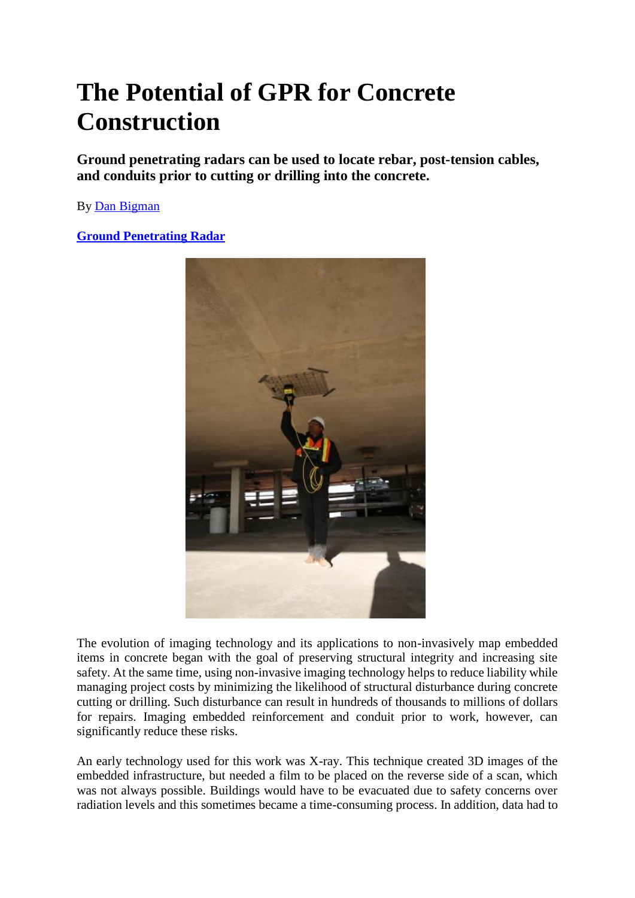# The Potential of GPR for Concrete Construction

**Ground penetrating radars can be used to locate rebar, post-tension cables, and conduits prior to cutting or drilling into the concrete.**

By Dan Bigman

**Ground Penetrating Radar**

The evolution of imaging technology and its applications to non-invasively map embedded items in concrete began with the goal of preserving structural integrity and increasing site safety. At the same time, using non-invasive imaging technology helps to reduce liability while managing project costs by minimizing the likelihood of structural disturbance during concrete cutting or drilling. Such disturbance can result in hundreds of thousands to millions of dollars for repairs. Imaging embedded reinforcement and conduit prior to work, however, can significantly reduce these risks.

An early technology used for this work was X-ray. This technique created 3D images of the embedded infrastructure, but needed a film to be placed on the reverse side of a scan, which was not always possible. Buildings would have to be evacuated due to safety concerns over radiation levels and this sometimes became a time-consuming process. In addition, data had to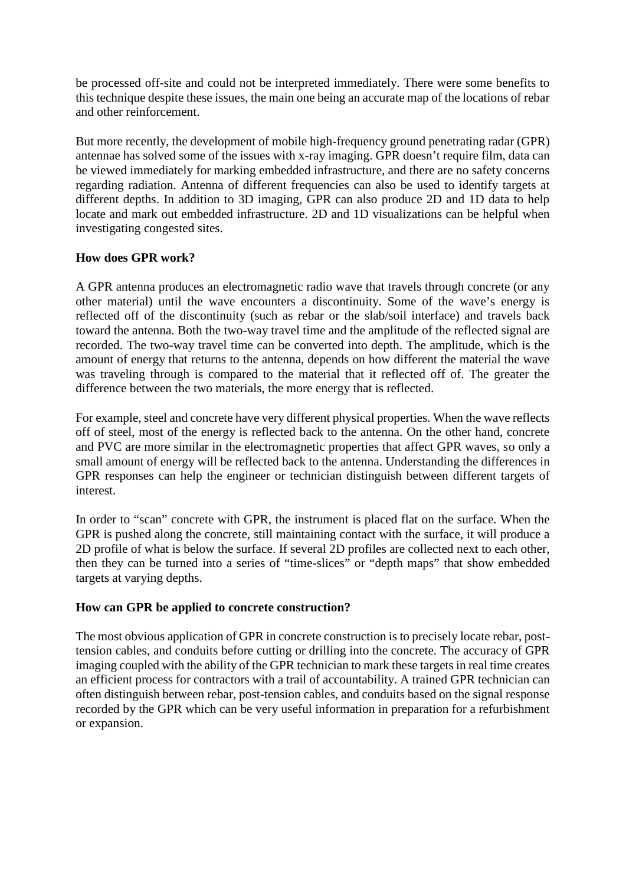be processed off-site and could not be interpreted immediately. There were some benefits to this technique despite these issues, the main one being an accurate map of the locations of rebar and other reinforcement.

But more recently, the development of mobile high-frequency ground penetrating radar (GPR) antennae has solved some of the issues with x-ray imaging. GPR doesn't require film, data can be viewed immediately for marking embedded infrastructure, and there are no safety concerns regarding radiation. Antenna of different frequencies can also be used to identify targets at different depths. In addition to 3D imaging, GPR can also produce 2D and 1D data to help locate and mark out embedded infrastructure. 2D and 1D visualizations can be helpful when investigating congested sites.

**How does GPR work?**

A GPR antenna produces an electromagnetic radio wave that travels through concrete (or any other material) until the wave encounters a discontinuity. Some of the wave's energy is reflected off of the discontinuity (such as rebar or the slab/soil interface) and travels back toward the antenna. Both the two-way travel time and the amplitude of the reflected signal are recorded. The two-way travel time can be converted into depth. The amplitude, which is the amount of energy that returns to the antenna, depends on how different the material the wave was traveling through is compared to the material that it reflected off of. The greater the difference between the two materials, the more energy that is reflected.

For example, steel and concrete have very different physical properties. When the wave reflects off of steel, most of the energy is reflected back to the antenna. On the other hand, concrete and PVC are more similar in the electromagnetic properties that affect GPR waves, so only a small amount of energy will be reflected back to the antenna. Understanding the differences in GPR responses can help the engineer or technician distinguish between different targets of interest.

In order to "scan" concrete with GPR, the instrument is placed flat on the surface. When the GPR is pushed along the concrete, still maintaining contact with the surface, it will produce a 2D profile of what is below the surface. If several 2D profiles are collected next to each other, then they can be turned into a series of "time-slices" or "depth maps" that show embedded targets at varying depths.

**How can GPR be applied to concrete construction?**

The most obvious application of GPR in concrete construction is to precisely locate rebar, post-tension cables, and conduits before cutting or drilling into the concrete. The accuracy of GPR imaging coupled with the ability of the GPR technician to mark these targets in real time creates an efficient process for contractors with a trail of accountability. A trained GPR technician can often distinguish between rebar, post-tension cables, and conduits based on the signal response recorded by the GPR which can be very useful information in preparation for a refurbishment or expansion.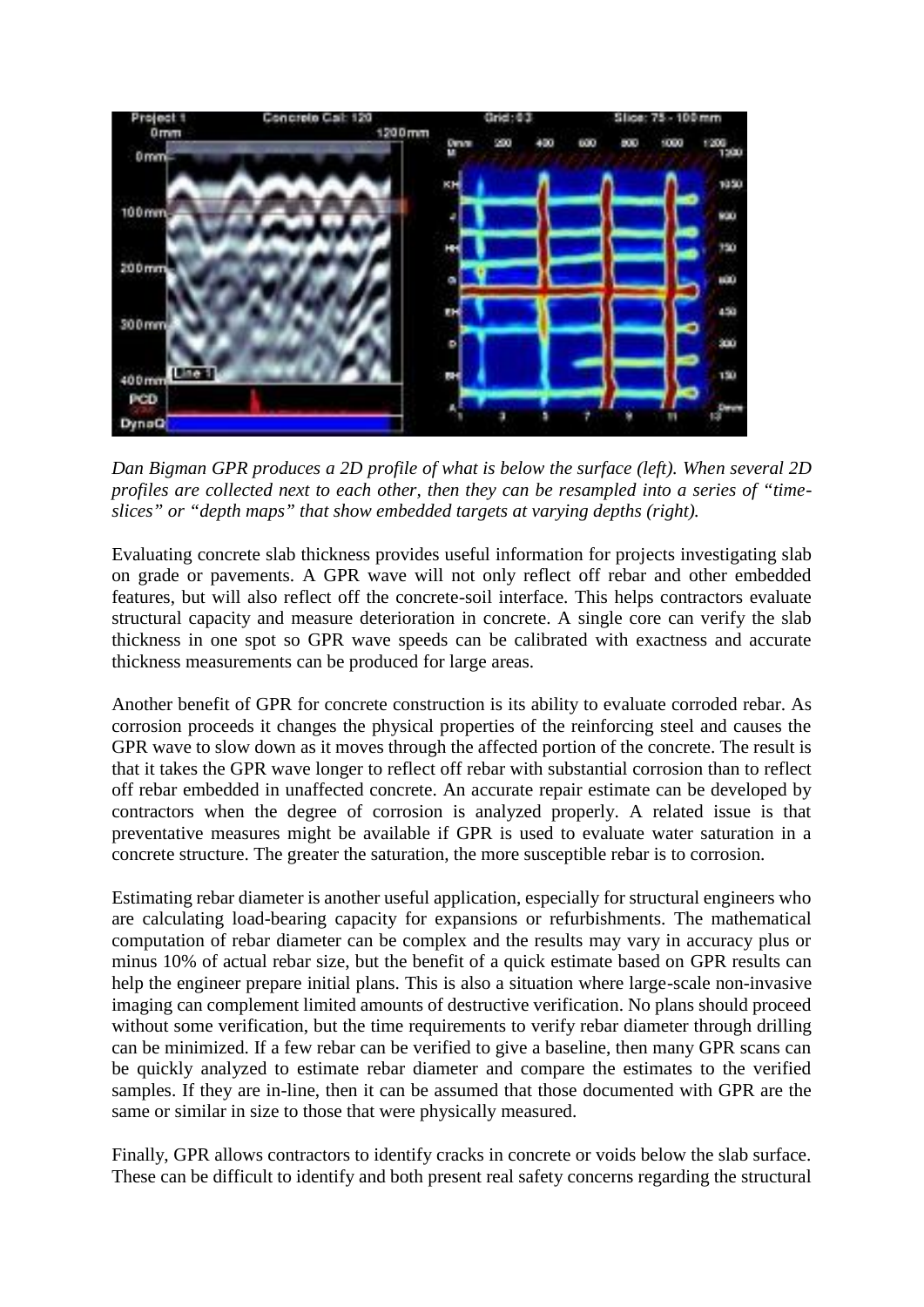*Dan Bigman GPR produces a 2D profile of what is below the surface (left). When several 2D profiles are collected next to each other, then they can be resampled into a series of "time-slices" or "depth maps" that show embedded targets at varying depths (right).*

Evaluating concrete slab thickness provides useful information for projects investigating slab on grade or pavements. A GPR wave will not only reflect off rebar and other embedded features, but will also reflect off the concrete-soil interface. This helps contractors evaluate structural capacity and measure deterioration in concrete. A single core can verify the slab thickness in one spot so GPR wave speeds can be calibrated with exactness and accurate thickness measurements can be produced for large areas.

Another benefit of GPR for concrete construction is its ability to evaluate corroded rebar. As corrosion proceeds it changes the physical properties of the reinforcing steel and causes the GPR wave to slow down as it moves through the affected portion of the concrete. The result is that it takes the GPR wave longer to reflect off rebar with substantial corrosion than to reflect off rebar embedded in unaffected concrete. An accurate repair estimate can be developed by contractors when the degree of corrosion is analyzed properly. A related issue is that preventative measures might be available if GPR is used to evaluate water saturation in a concrete structure. The greater the saturation, the more susceptible rebar is to corrosion.

Estimating rebar diameter is another useful application, especially for structural engineers who are calculating load-bearing capacity for expansions or refurbishments. The mathematical computation of rebar diameter can be complex and the results may vary in accuracy plus or minus 10% of actual rebar size, but the benefit of a quick estimate based on GPR results can help the engineer prepare initial plans. This is also a situation where large-scale non-invasive imaging can complement limited amounts of destructive verification. No plans should proceed without some verification, but the time requirements to verify rebar diameter through drilling can be minimized. If a few rebar can be verified to give a baseline, then many GPR scans can be quickly analyzed to estimate rebar diameter and compare the estimates to the verified samples. If they are in-line, then it can be assumed that those documented with GPR are the same or similar in size to those that were physically measured.

Finally, GPR allows contractors to identify cracks in concrete or voids below the slab surface. These can be difficult to identify and both present real safety concerns regarding the structural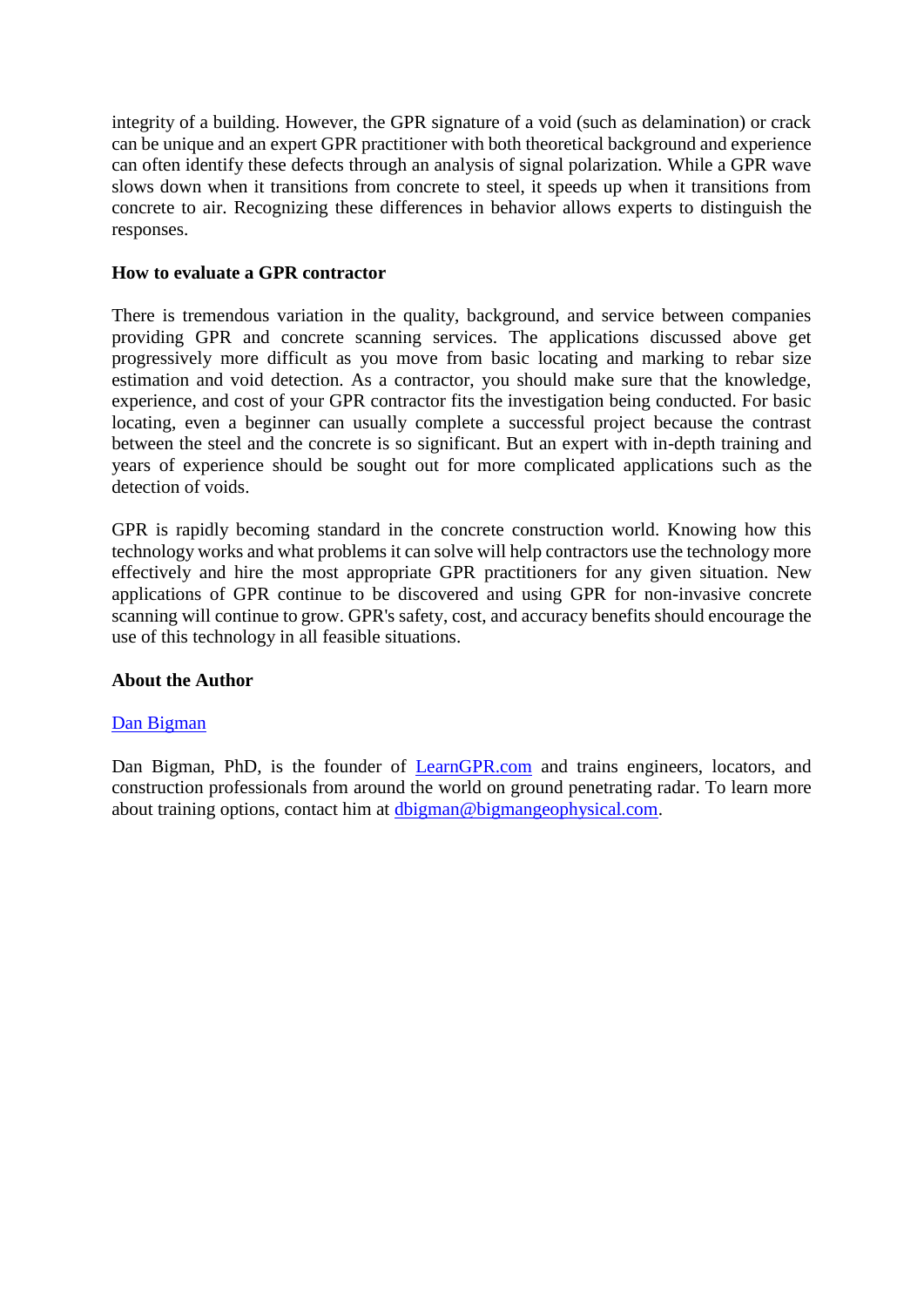integrity of a building. However, the GPR signature of a void (such as delamination) or crack can be unique and an expert GPR practitioner with both theoretical background and experience can often identify these defects through an analysis of signal polarization. While a GPR wave slows down when it transitions from concrete to steel, it speeds up when it transitions from concrete to air. Recognizing these differences in behavior allows experts to distinguish the responses.

**How to evaluate a GPR contractor**

There is tremendous variation in the quality, background, and service between companies providing GPR and concrete scanning services. The applications discussed above get progressively more difficult as you move from basic locating and marking to rebar size estimation and void detection. As a contractor, you should make sure that the knowledge, experience, and cost of your GPR contractor fits the investigation being conducted. For basic locating, even a beginner can usually complete a successful project because the contrast between the steel and the concrete is so significant. But an expert with in-depth training and years of experience should be sought out for more complicated applications such as the detection of voids.

GPR is rapidly becoming standard in the concrete construction world. Knowing how this technology works and what problems it can solve will help contractors use the technology more effectively and hire the most appropriate GPR practitioners for any given situation. New applications of GPR continue to be discovered and using GPR for non-invasive concrete scanning will continue to grow. GPR's safety, cost, and accuracy benefits should encourage the use of this technology in all feasible situations.

**About the Author**

Dan Bigman

Dan Bigman, PhD, is the founder of LearnGPR.com and trains engineers, locators, and construction professionals from around the world on ground penetrating radar. To learn more about training options, contact him at dbigman@bigmangeophysical.com.